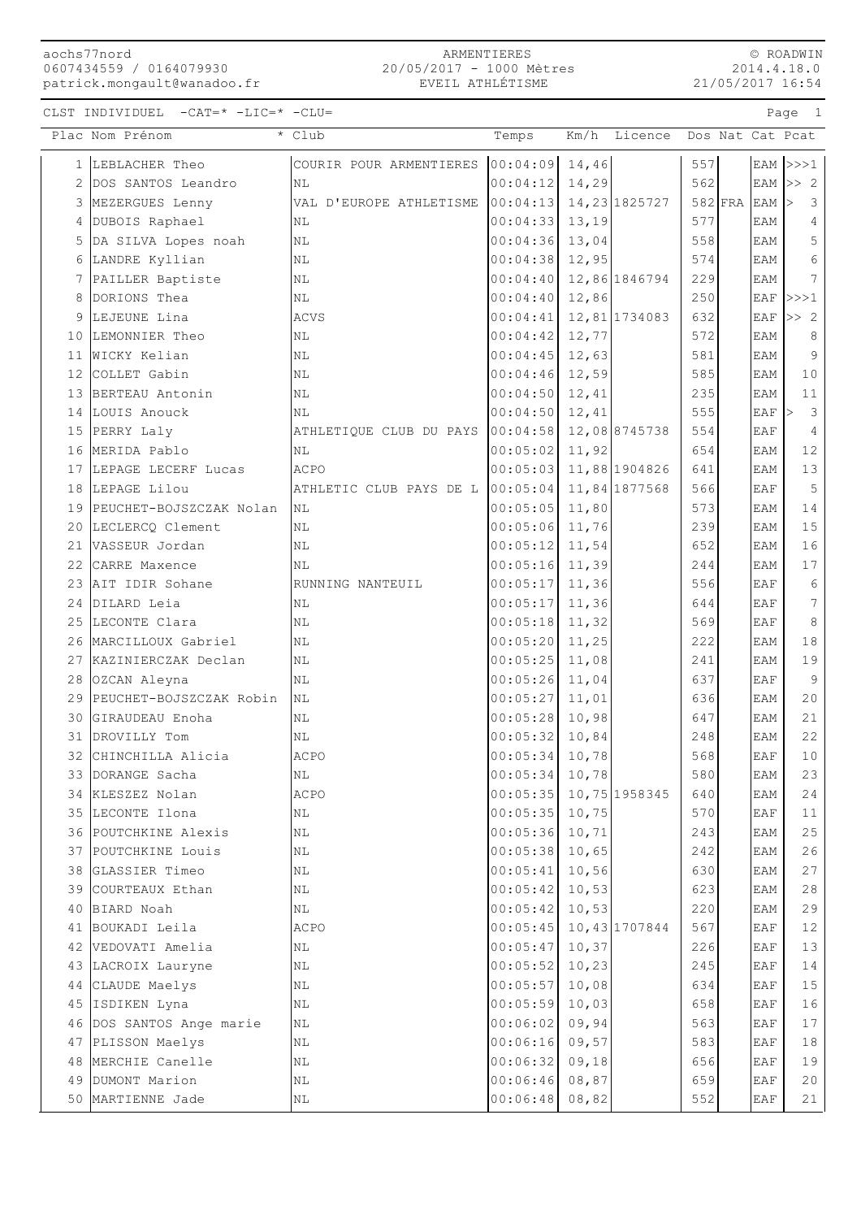aochs77nord
0607434559 / 0164079930
patrick.mongault@wanadoo.fr

ARMENTIERES
20/05/2017 - 1000 Mètres
EVEIL ATHLÉTISME

© ROADWIN
2014.4.18.0
21/05/2017 16:54

CLST INDIVIDUEL -CAT=* -LIC=* -CLU=

| Plac | Nom Prénom | * Club | Temps | Km/h | Licence | Dos | Nat | Cat | Pcat |
|---|---|---|---|---|---|---|---|---|---|
| 1 | LEBLACHER Theo | COURIR POUR ARMENTIERES | 00:04:09 | 14,46 | | 557 | | EAM | >>>1 |
| 2 | DOS SANTOS Leandro | NL | 00:04:12 | 14,29 | | 562 | | EAM | >> 2 |
| 3 | MEZERGUES Lenny | VAL D'EUROPE ATHLETISME | 00:04:13 | 14,23 | 1825727 | 582 | FRA | EAM | > 3 |
| 4 | DUBOIS Raphael | NL | 00:04:33 | 13,19 | | 577 | | EAM | 4 |
| 5 | DA SILVA Lopes noah | NL | 00:04:36 | 13,04 | | 558 | | EAM | 5 |
| 6 | LANDRE Kyllian | NL | 00:04:38 | 12,95 | | 574 | | EAM | 6 |
| 7 | PAILLER Baptiste | NL | 00:04:40 | 12,86 | 1846794 | 229 | | EAM | 7 |
| 8 | DORIONS Thea | NL | 00:04:40 | 12,86 | | 250 | | EAF | >>>1 |
| 9 | LEJEUNE Lina | ACVS | 00:04:41 | 12,81 | 1734083 | 632 | | EAF | >> 2 |
| 10 | LEMONNIER Theo | NL | 00:04:42 | 12,77 | | 572 | | EAM | 8 |
| 11 | WICKY Kelian | NL | 00:04:45 | 12,63 | | 581 | | EAM | 9 |
| 12 | COLLET Gabin | NL | 00:04:46 | 12,59 | | 585 | | EAM | 10 |
| 13 | BERTEAU Antonin | NL | 00:04:50 | 12,41 | | 235 | | EAM | 11 |
| 14 | LOUIS Anouck | NL | 00:04:50 | 12,41 | | 555 | | EAF | > 3 |
| 15 | PERRY Laly | ATHLETIQUE CLUB DU PAYS | 00:04:58 | 12,08 | 8745738 | 554 | | EAF | 4 |
| 16 | MERIDA Pablo | NL | 00:05:02 | 11,92 | | 654 | | EAM | 12 |
| 17 | LEPAGE LECERF Lucas | ACPO | 00:05:03 | 11,88 | 1904826 | 641 | | EAM | 13 |
| 18 | LEPAGE Lilou | ATHLETIC CLUB PAYS DE L | 00:05:04 | 11,84 | 1877568 | 566 | | EAF | 5 |
| 19 | PEUCHET-BOJSZCZAK Nolan | NL | 00:05:05 | 11,80 | | 573 | | EAM | 14 |
| 20 | LECLERCQ Clement | NL | 00:05:06 | 11,76 | | 239 | | EAM | 15 |
| 21 | VASSEUR Jordan | NL | 00:05:12 | 11,54 | | 652 | | EAM | 16 |
| 22 | CARRE Maxence | NL | 00:05:16 | 11,39 | | 244 | | EAM | 17 |
| 23 | AIT IDIR Sohane | RUNNING NANTEUIL | 00:05:17 | 11,36 | | 556 | | EAF | 6 |
| 24 | DILARD Leia | NL | 00:05:17 | 11,36 | | 644 | | EAF | 7 |
| 25 | LECONTE Clara | NL | 00:05:18 | 11,32 | | 569 | | EAF | 8 |
| 26 | MARCILLOUX Gabriel | NL | 00:05:20 | 11,25 | | 222 | | EAM | 18 |
| 27 | KAZINIERCZAK Declan | NL | 00:05:25 | 11,08 | | 241 | | EAM | 19 |
| 28 | OZCAN Aleyna | NL | 00:05:26 | 11,04 | | 637 | | EAF | 9 |
| 29 | PEUCHET-BOJSZCZAK Robin | NL | 00:05:27 | 11,01 | | 636 | | EAM | 20 |
| 30 | GIRAUDEAU Enoha | NL | 00:05:28 | 10,98 | | 647 | | EAM | 21 |
| 31 | DROVILLY Tom | NL | 00:05:32 | 10,84 | | 248 | | EAM | 22 |
| 32 | CHINCHILLA Alicia | ACPO | 00:05:34 | 10,78 | | 568 | | EAF | 10 |
| 33 | DORANGE Sacha | NL | 00:05:34 | 10,78 | | 580 | | EAM | 23 |
| 34 | KLESZEZ Nolan | ACPO | 00:05:35 | 10,75 | 1958345 | 640 | | EAM | 24 |
| 35 | LECONTE Ilona | NL | 00:05:35 | 10,75 | | 570 | | EAF | 11 |
| 36 | POUTCHKINE Alexis | NL | 00:05:36 | 10,71 | | 243 | | EAM | 25 |
| 37 | POUTCHKINE Louis | NL | 00:05:38 | 10,65 | | 242 | | EAM | 26 |
| 38 | GLASSIER Timeo | NL | 00:05:41 | 10,56 | | 630 | | EAM | 27 |
| 39 | COURTEAUX Ethan | NL | 00:05:42 | 10,53 | | 623 | | EAM | 28 |
| 40 | BIARD Noah | NL | 00:05:42 | 10,53 | | 220 | | EAM | 29 |
| 41 | BOUKADI Leila | ACPO | 00:05:45 | 10,43 | 1707844 | 567 | | EAF | 12 |
| 42 | VEDOVATI Amelia | NL | 00:05:47 | 10,37 | | 226 | | EAF | 13 |
| 43 | LACROIX Lauryne | NL | 00:05:52 | 10,23 | | 245 | | EAF | 14 |
| 44 | CLAUDE Maelys | NL | 00:05:57 | 10,08 | | 634 | | EAF | 15 |
| 45 | ISDIKEN Lyna | NL | 00:05:59 | 10,03 | | 658 | | EAF | 16 |
| 46 | DOS SANTOS Ange marie | NL | 00:06:02 | 09,94 | | 563 | | EAF | 17 |
| 47 | PLISSON Maelys | NL | 00:06:16 | 09,57 | | 583 | | EAF | 18 |
| 48 | MERCHIE Canelle | NL | 00:06:32 | 09,18 | | 656 | | EAF | 19 |
| 49 | DUMONT Marion | NL | 00:06:46 | 08,87 | | 659 | | EAF | 20 |
| 50 | MARTIENNE Jade | NL | 00:06:48 | 08,82 | | 552 | | EAF | 21 |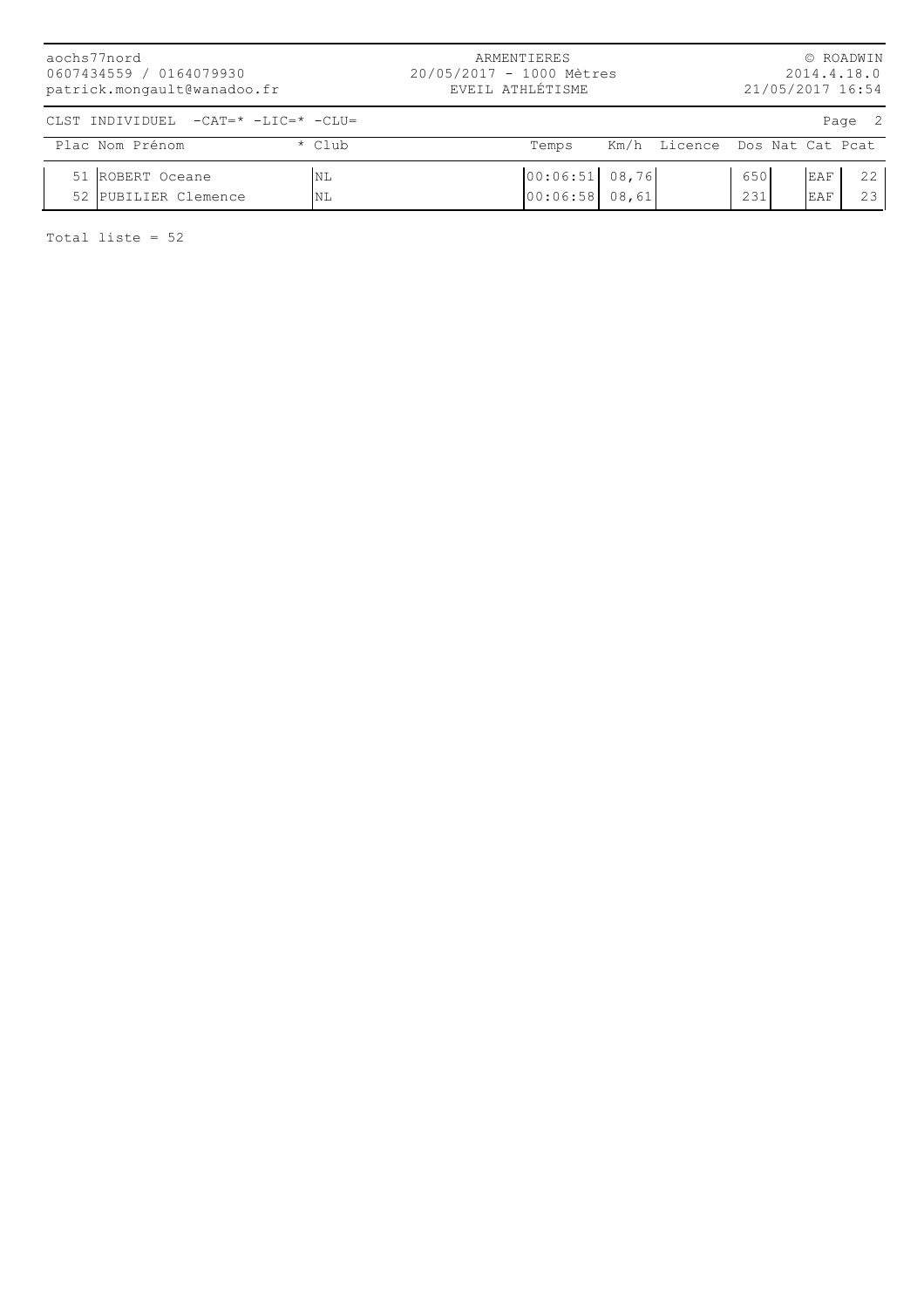CLST INDIVIDUEL -CAT=* -LIC=* -CLU=

| Plac | Nom Prénom | * Club | Temps | Km/h | Licence | Dos | Nat | Cat | Pcat |
|---|---|---|---|---|---|---|---|---|---|
| 51 | ROBERT Oceane | NL | 00:06:51 | 08,76 | | 650 | | EAF | 22 |
| 52 | PUBILIER Clemence | NL | 00:06:58 | 08,61 | | 231 | | EAF | 23 |

Total liste = 52